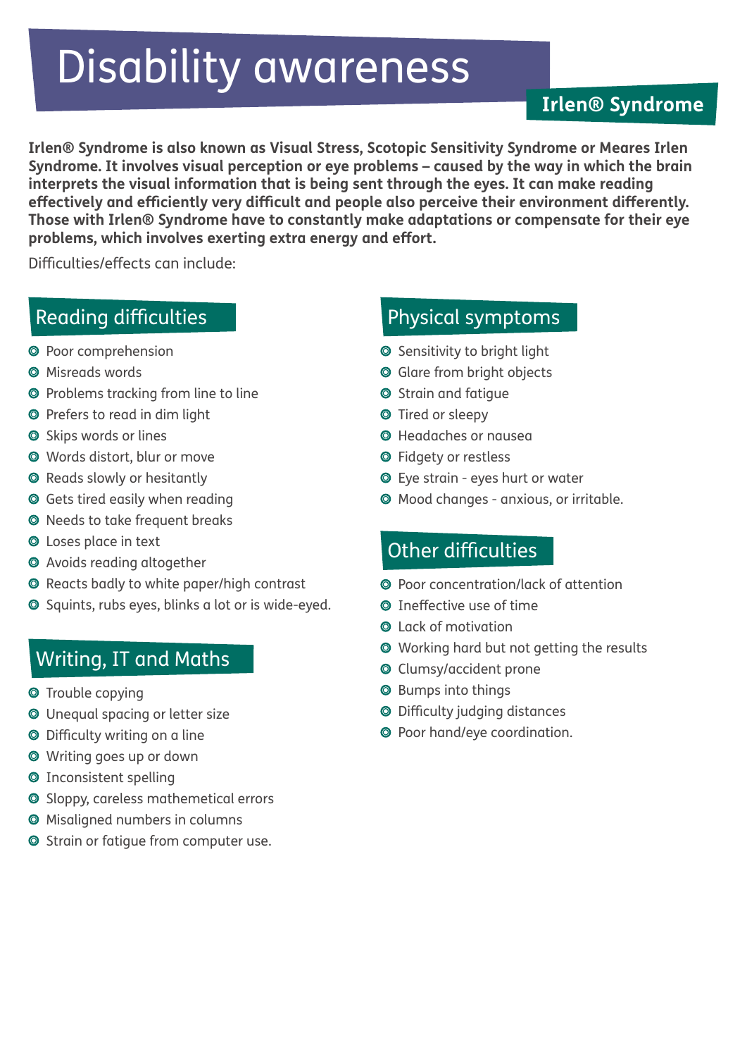# Disability awareness

## Irlen® Syndrome

**Irlen® Syndrome is also known as Visual Stress, Scotopic Sensitivity Syndrome or Meares Irlen Syndrome. It involves visual perception or eye problems – caused by the way in which the brain interprets the visual information that is being sent through the eyes. It can make reading effectively and efficiently very difficult and people also perceive their environment differently. Those with Irlen® Syndrome have to constantly make adaptations or compensate for their eye problems, which involves exerting extra energy and effort.**

Difficulties/effects can include:

### Reading difficulties

- Poor comprehension
- Misreads words
- Problems tracking from line to line
- Prefers to read in dim light
- Skips words or lines
- Words distort, blur or move
- Reads slowly or hesitantly
- Gets tired easily when reading
- Needs to take frequent breaks
- Loses place in text
- Avoids reading altogether
- Reacts badly to white paper/high contrast
- Squints, rubs eyes, blinks a lot or is wide-eyed.

### Writing, IT and Maths

- Trouble copying
- Unequal spacing or letter size
- Difficulty writing on a line
- Writing goes up or down
- Inconsistent spelling
- Sloppy, careless mathemetical errors
- Misaligned numbers in columns
- Strain or fatigue from computer use.

### Physical symptoms

- Sensitivity to bright light
- Glare from bright objects
- Strain and fatigue
- Tired or sleepy
- Headaches or nausea
- Fidgety or restless
- Eye strain - eyes hurt or water
- Mood changes - anxious, or irritable.

### Other difficulties

- Poor concentration/lack of attention
- Ineffective use of time
- Lack of motivation
- Working hard but not getting the results
- Clumsy/accident prone
- Bumps into things
- Difficulty judging distances
- Poor hand/eye coordination.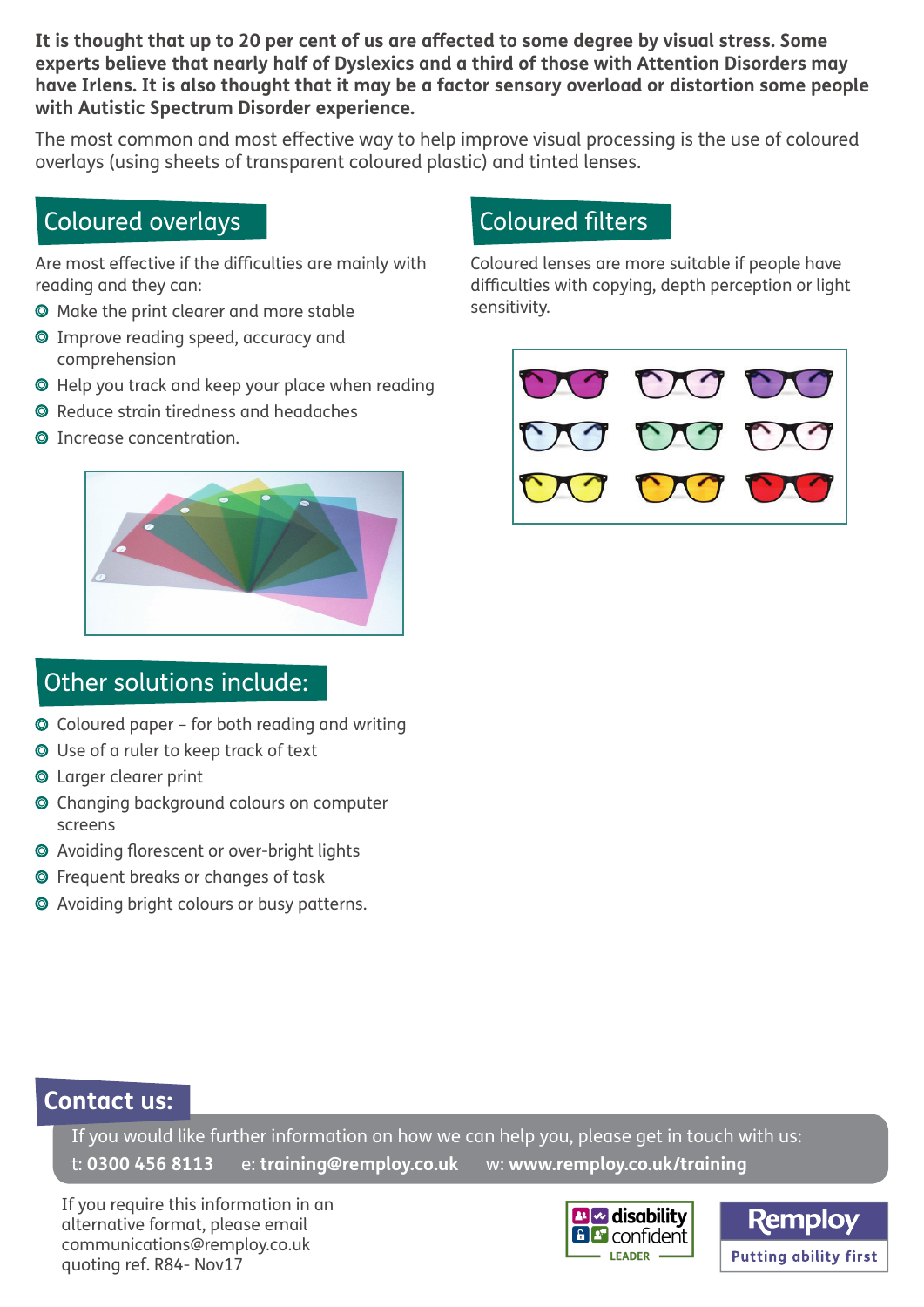**It is thought that up to 20 per cent of us are affected to some degree by visual stress. Some experts believe that nearly half of Dyslexics and a third of those with Attention Disorders may have Irlens. It is also thought that it may be a factor sensory overload or distortion some people with Autistic Spectrum Disorder experience.**

The most common and most effective way to help improve visual processing is the use of coloured overlays (using sheets of transparent coloured plastic) and tinted lenses.

## Coloured overlays

Are most effective if the difficulties are mainly with reading and they can:

- Make the print clearer and more stable
- Improve reading speed, accuracy and comprehension
- Help you track and keep your place when reading
- Reduce strain tiredness and headaches
- Increase concentration.

## Coloured filters

Coloured lenses are more suitable if people have difficulties with copying, depth perception or light sensitivity.

## Other solutions include:

- Coloured paper – for both reading and writing
- Use of a ruler to keep track of text
- Larger clearer print
- Changing background colours on computer screens
- Avoiding florescent or over-bright lights
- Frequent breaks or changes of task
- Avoiding bright colours or busy patterns.

## Contact us:

If you would like further information on how we can help you, please get in touch with us:

t: **0300 456 8113** e: **training@remploy.co.uk** w: **www.remploy.co.uk/training**

If you require this information in an alternative format, please email communications@remploy.co.uk quoting ref. R84- Nov17

disability confident LEADER

Remploy
Putting ability first